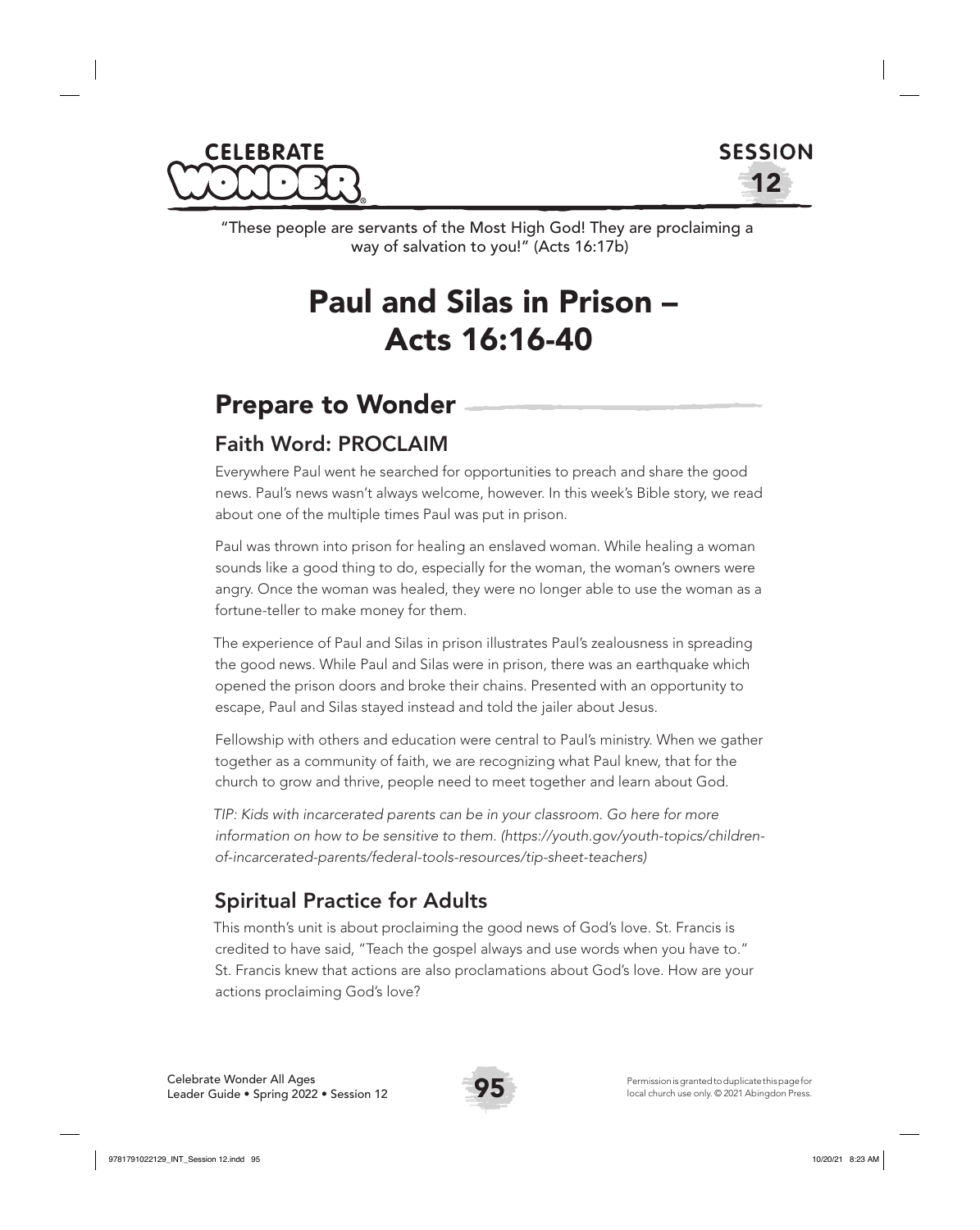CELEBRATE WONDER

SESSION 12

"These people are servants of the Most High God! They are proclaiming a way of salvation to you!" (Acts 16:17b)

# Paul and Silas in Prison – Acts 16:16-40

## Prepare to Wonder

### Faith Word: PROCLAIM

Everywhere Paul went he searched for opportunities to preach and share the good news. Paul's news wasn't always welcome, however. In this week's Bible story, we read about one of the multiple times Paul was put in prison.

Paul was thrown into prison for healing an enslaved woman. While healing a woman sounds like a good thing to do, especially for the woman, the woman's owners were angry. Once the woman was healed, they were no longer able to use the woman as a fortune-teller to make money for them.

The experience of Paul and Silas in prison illustrates Paul's zealousness in spreading the good news. While Paul and Silas were in prison, there was an earthquake which opened the prison doors and broke their chains. Presented with an opportunity to escape, Paul and Silas stayed instead and told the jailer about Jesus.

Fellowship with others and education were central to Paul's ministry. When we gather together as a community of faith, we are recognizing what Paul knew, that for the church to grow and thrive, people need to meet together and learn about God.

*TIP: Kids with incarcerated parents can be in your classroom. Go here for more information on how to be sensitive to them. (https://youth.gov/youth-topics/children-of-incarcerated-parents/federal-tools-resources/tip-sheet-teachers)*

### Spiritual Practice for Adults

This month's unit is about proclaiming the good news of God's love. St. Francis is credited to have said, "Teach the gospel always and use words when you have to." St. Francis knew that actions are also proclamations about God's love. How are your actions proclaiming God's love?

Permission is granted to duplicate this page for local church use only. © 2021 Abingdon Press.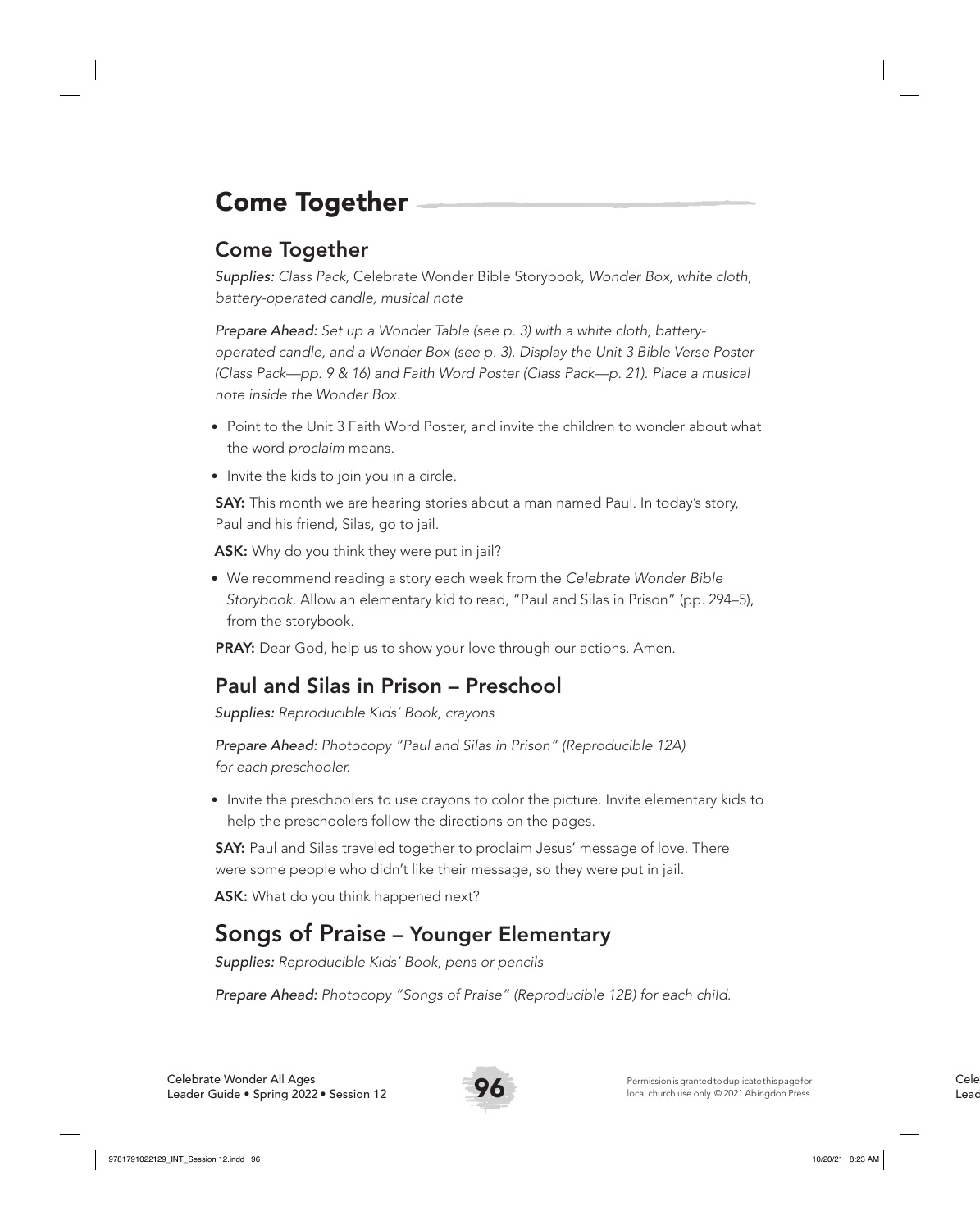# Come Together

## Come Together

*Supplies: Class Pack,* Celebrate Wonder Bible Storybook, *Wonder Box, white cloth, battery-operated candle, musical note*

*Prepare Ahead: Set up a Wonder Table (see p. 3) with a white cloth, battery-operated candle, and a Wonder Box (see p. 3). Display the Unit 3 Bible Verse Poster (Class Pack—pp. 9 & 16) and Faith Word Poster (Class Pack—p. 21). Place a musical note inside the Wonder Box.*

- Point to the Unit 3 Faith Word Poster, and invite the children to wonder about what the word *proclaim* means.
- Invite the kids to join you in a circle.

**SAY:** This month we are hearing stories about a man named Paul. In today's story, Paul and his friend, Silas, go to jail.

**ASK:** Why do you think they were put in jail?

- We recommend reading a story each week from the *Celebrate Wonder Bible Storybook*. Allow an elementary kid to read, "Paul and Silas in Prison" (pp. 294–5), from the storybook.

**PRAY:** Dear God, help us to show your love through our actions. Amen.

## Paul and Silas in Prison – Preschool

*Supplies: Reproducible Kids' Book, crayons*

*Prepare Ahead: Photocopy "Paul and Silas in Prison" (Reproducible 12A) for each preschooler.*

- Invite the preschoolers to use crayons to color the picture. Invite elementary kids to help the preschoolers follow the directions on the pages.

**SAY:** Paul and Silas traveled together to proclaim Jesus' message of love. There were some people who didn't like their message, so they were put in jail.

**ASK:** What do you think happened next?

## Songs of Praise – Younger Elementary

*Supplies: Reproducible Kids' Book, pens or pencils*

*Prepare Ahead: Photocopy "Songs of Praise" (Reproducible 12B) for each child.*

Permission is granted to duplicate this page for local church use only. © 2021 Abingdon Press.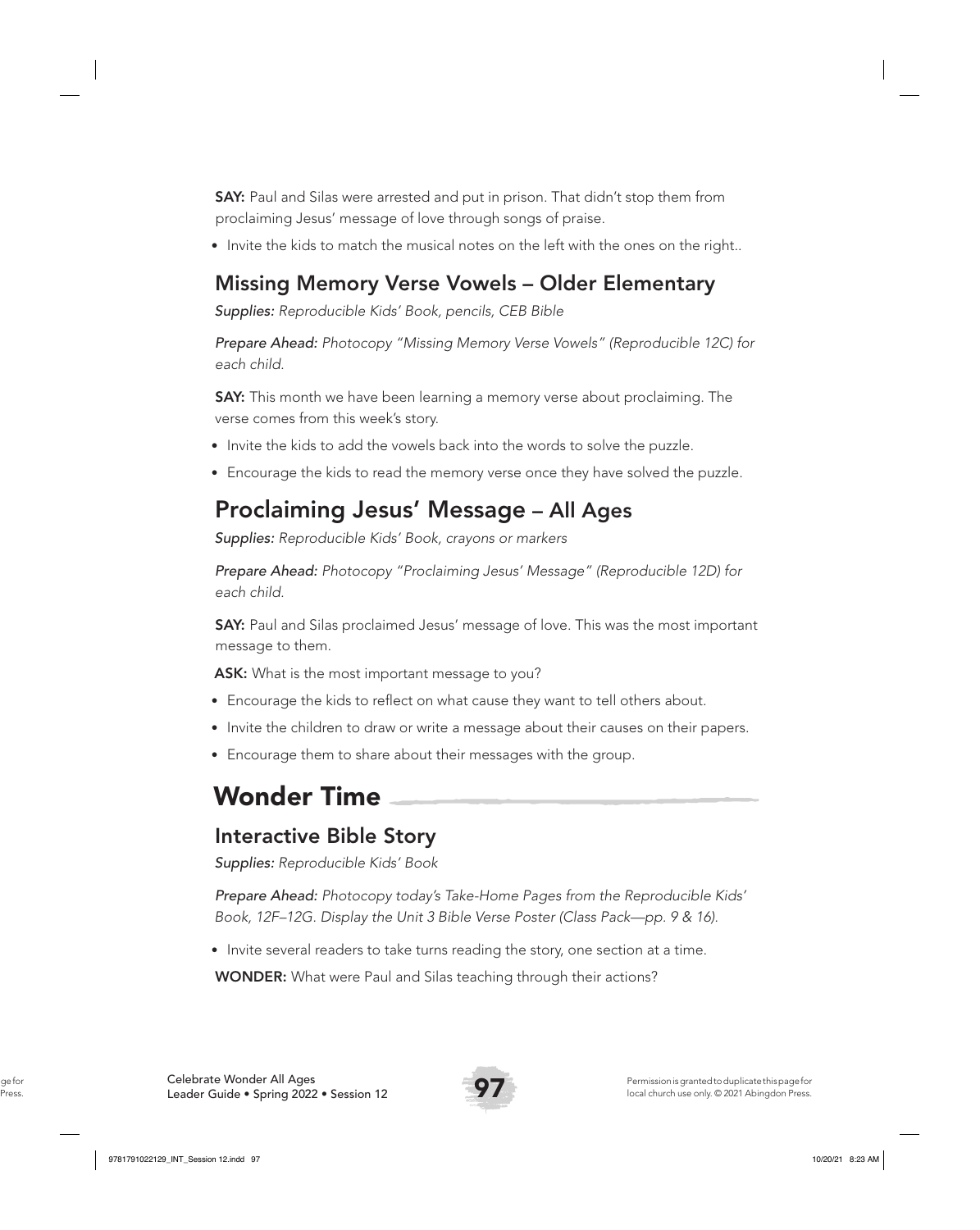**SAY:** Paul and Silas were arrested and put in prison. That didn't stop them from proclaiming Jesus' message of love through songs of praise.

- Invite the kids to match the musical notes on the left with the ones on the right..

## Missing Memory Verse Vowels – Older Elementary

*Supplies: Reproducible Kids' Book, pencils, CEB Bible*

*Prepare Ahead: Photocopy "Missing Memory Verse Vowels" (Reproducible 12C) for each child.*

**SAY:** This month we have been learning a memory verse about proclaiming. The verse comes from this week's story.

- Invite the kids to add the vowels back into the words to solve the puzzle.
- Encourage the kids to read the memory verse once they have solved the puzzle.

## Proclaiming Jesus' Message – All Ages

*Supplies: Reproducible Kids' Book, crayons or markers*

*Prepare Ahead: Photocopy "Proclaiming Jesus' Message" (Reproducible 12D) for each child.*

**SAY:** Paul and Silas proclaimed Jesus' message of love. This was the most important message to them.

**ASK:** What is the most important message to you?

- Encourage the kids to reflect on what cause they want to tell others about.
- Invite the children to draw or write a message about their causes on their papers.
- Encourage them to share about their messages with the group.

# Wonder Time

## Interactive Bible Story

*Supplies: Reproducible Kids' Book*

*Prepare Ahead: Photocopy today's Take-Home Pages from the Reproducible Kids' Book, 12F–12G. Display the Unit 3 Bible Verse Poster (Class Pack—pp. 9 & 16).*

- Invite several readers to take turns reading the story, one section at a time.

**WONDER:** What were Paul and Silas teaching through their actions?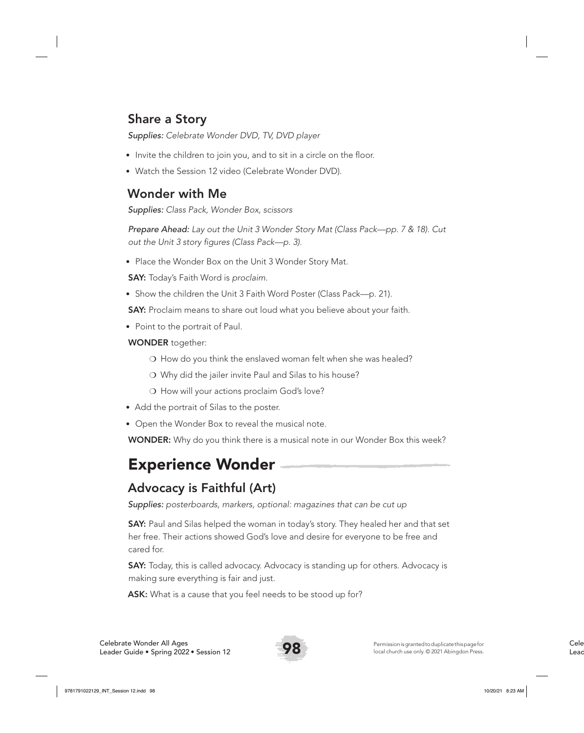## Share a Story

*Supplies: Celebrate Wonder DVD, TV, DVD player*

- Invite the children to join you, and to sit in a circle on the floor.
- Watch the Session 12 video (Celebrate Wonder DVD).

## Wonder with Me

*Supplies: Class Pack, Wonder Box, scissors*

*Prepare Ahead: Lay out the Unit 3 Wonder Story Mat (Class Pack—pp. 7 & 18). Cut out the Unit 3 story figures (Class Pack—p. 3).*

- Place the Wonder Box on the Unit 3 Wonder Story Mat.

**SAY:** Today's Faith Word is *proclaim*.

- Show the children the Unit 3 Faith Word Poster (Class Pack—p. 21).

**SAY:** Proclaim means to share out loud what you believe about your faith.

- Point to the portrait of Paul.

**WONDER** together:

  - ❍ How do you think the enslaved woman felt when she was healed?
  - ❍ Why did the jailer invite Paul and Silas to his house?
  - ❍ How will your actions proclaim God's love?

- Add the portrait of Silas to the poster.
- Open the Wonder Box to reveal the musical note.

**WONDER:** Why do you think there is a musical note in our Wonder Box this week?

# Experience Wonder

## Advocacy is Faithful (Art)

*Supplies: posterboards, markers, optional: magazines that can be cut up*

**SAY:** Paul and Silas helped the woman in today's story. They healed her and that set her free. Their actions showed God's love and desire for everyone to be free and cared for.

**SAY:** Today, this is called advocacy. Advocacy is standing up for others. Advocacy is making sure everything is fair and just.

**ASK:** What is a cause that you feel needs to be stood up for?

Permission is granted to duplicate this page for local church use only. © 2021 Abingdon Press.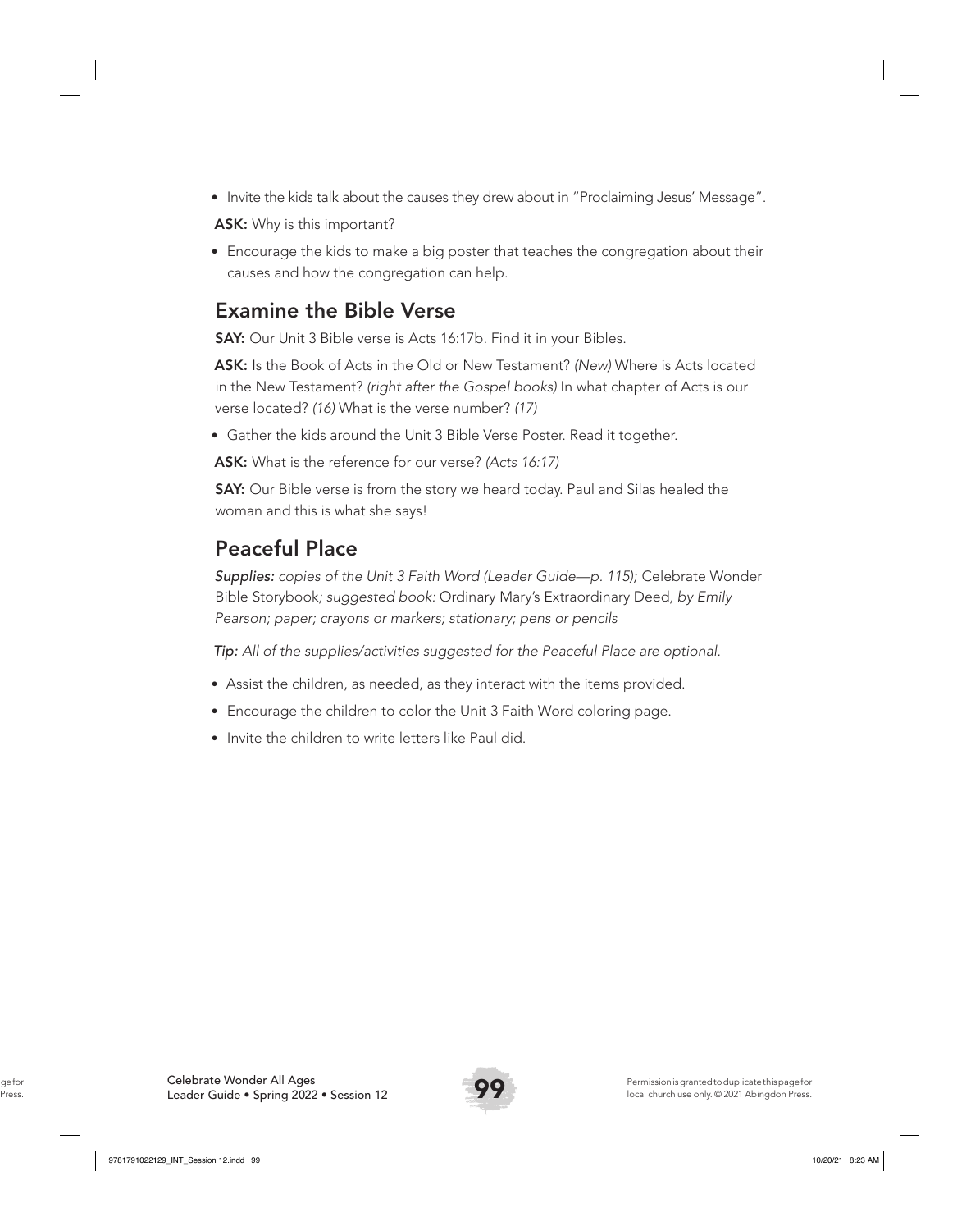- Invite the kids talk about the causes they drew about in "Proclaiming Jesus' Message".

**ASK:** Why is this important?

- Encourage the kids to make a big poster that teaches the congregation about their causes and how the congregation can help.

## Examine the Bible Verse

**SAY:** Our Unit 3 Bible verse is Acts 16:17b. Find it in your Bibles.

**ASK:** Is the Book of Acts in the Old or New Testament? *(New)* Where is Acts located in the New Testament? *(right after the Gospel books)* In what chapter of Acts is our verse located? *(16)* What is the verse number? *(17)*

- Gather the kids around the Unit 3 Bible Verse Poster. Read it together.

**ASK:** What is the reference for our verse? *(Acts 16:17)*

**SAY:** Our Bible verse is from the story we heard today. Paul and Silas healed the woman and this is what she says!

## Peaceful Place

***Supplies:*** *copies of the Unit 3 Faith Word (Leader Guide—p. 115);* Celebrate Wonder Bible Storybook*; suggested book:* Ordinary Mary's Extraordinary Deed*, by Emily Pearson; paper; crayons or markers; stationary; pens or pencils*

***Tip:*** *All of the supplies/activities suggested for the Peaceful Place are optional.*

- Assist the children, as needed, as they interact with the items provided.
- Encourage the children to color the Unit 3 Faith Word coloring page.
- Invite the children to write letters like Paul did.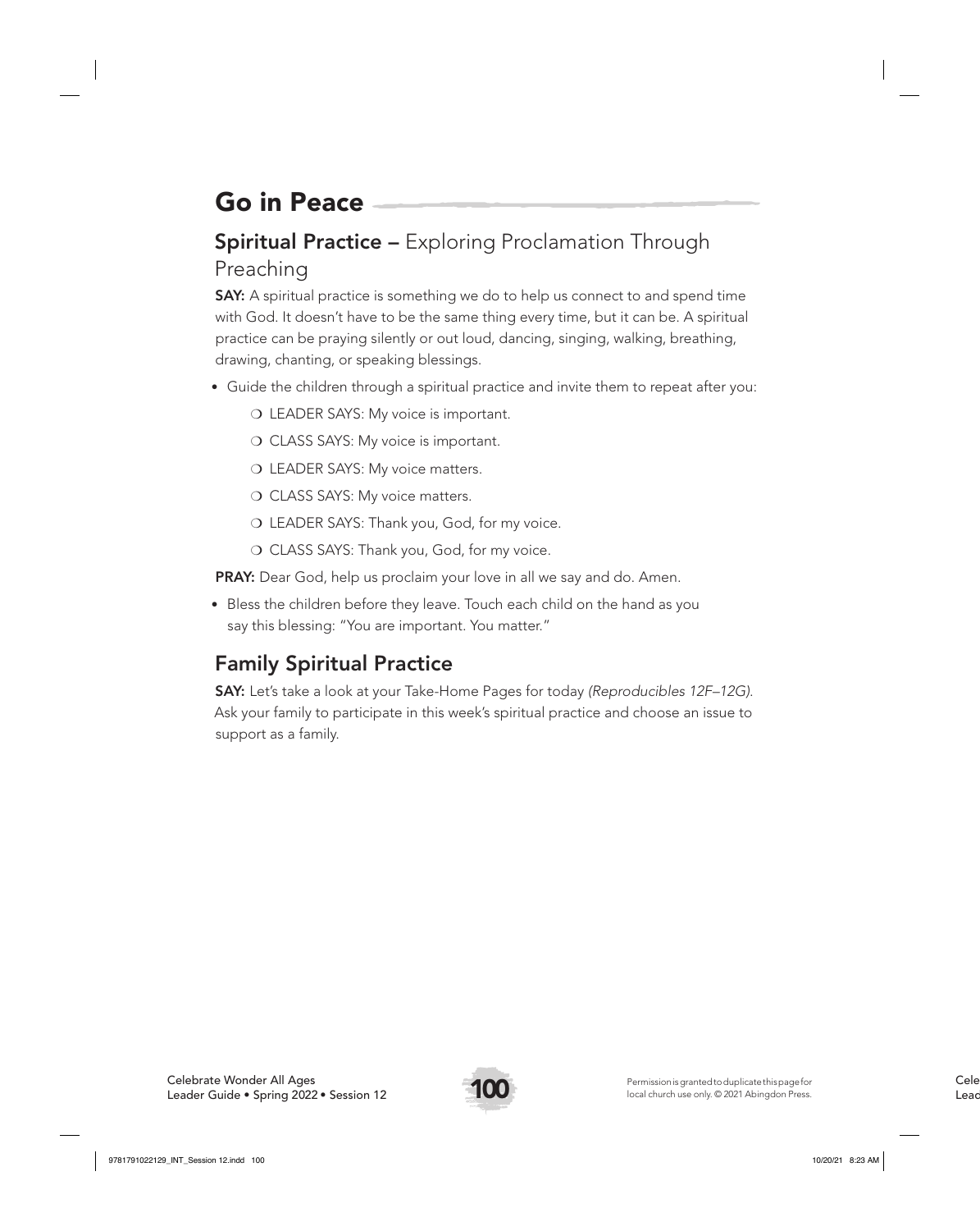# Go in Peace

## **Spiritual Practice –** Exploring Proclamation Through Preaching

**SAY:** A spiritual practice is something we do to help us connect to and spend time with God. It doesn't have to be the same thing every time, but it can be. A spiritual practice can be praying silently or out loud, dancing, singing, walking, breathing, drawing, chanting, or speaking blessings.

- Guide the children through a spiritual practice and invite them to repeat after you:
  - LEADER SAYS: My voice is important.
  - CLASS SAYS: My voice is important.
  - LEADER SAYS: My voice matters.
  - CLASS SAYS: My voice matters.
  - LEADER SAYS: Thank you, God, for my voice.
  - CLASS SAYS: Thank you, God, for my voice.

**PRAY:** Dear God, help us proclaim your love in all we say and do. Amen.

- Bless the children before they leave. Touch each child on the hand as you say this blessing: "You are important. You matter."

## Family Spiritual Practice

**SAY:** Let's take a look at your Take-Home Pages for today *(Reproducibles 12F–12G).* Ask your family to participate in this week's spiritual practice and choose an issue to support as a family.

Permission is granted to duplicate this page for local church use only. © 2021 Abingdon Press.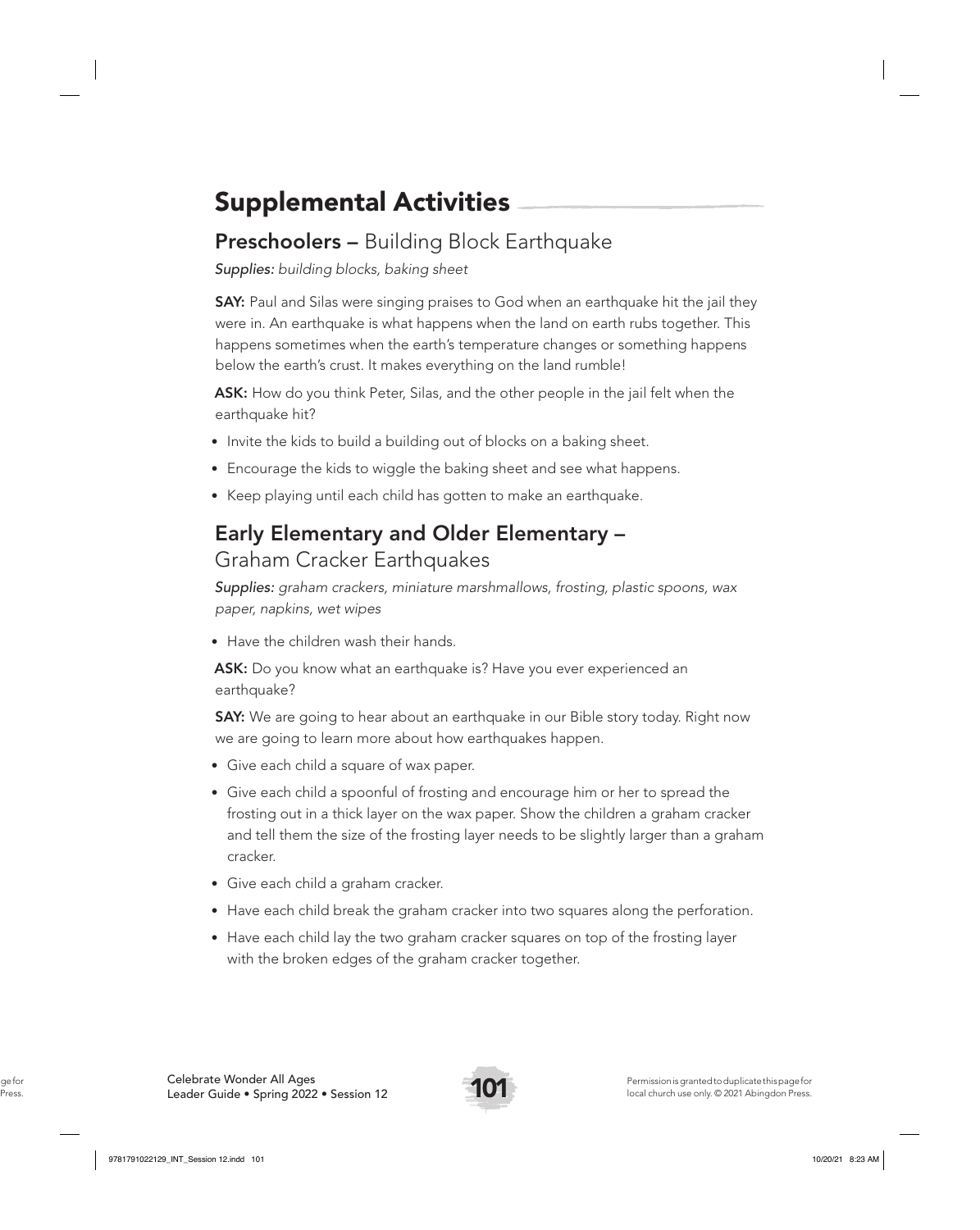# Supplemental Activities

## Preschoolers – Building Block Earthquake

*Supplies: building blocks, baking sheet*

**SAY:** Paul and Silas were singing praises to God when an earthquake hit the jail they were in. An earthquake is what happens when the land on earth rubs together. This happens sometimes when the earth's temperature changes or something happens below the earth's crust. It makes everything on the land rumble!

**ASK:** How do you think Peter, Silas, and the other people in the jail felt when the earthquake hit?

- Invite the kids to build a building out of blocks on a baking sheet.
- Encourage the kids to wiggle the baking sheet and see what happens.
- Keep playing until each child has gotten to make an earthquake.

## Early Elementary and Older Elementary – Graham Cracker Earthquakes

*Supplies: graham crackers, miniature marshmallows, frosting, plastic spoons, wax paper, napkins, wet wipes*

- Have the children wash their hands.

**ASK:** Do you know what an earthquake is? Have you ever experienced an earthquake?

**SAY:** We are going to hear about an earthquake in our Bible story today. Right now we are going to learn more about how earthquakes happen.

- Give each child a square of wax paper.
- Give each child a spoonful of frosting and encourage him or her to spread the frosting out in a thick layer on the wax paper. Show the children a graham cracker and tell them the size of the frosting layer needs to be slightly larger than a graham cracker.
- Give each child a graham cracker.
- Have each child break the graham cracker into two squares along the perforation.
- Have each child lay the two graham cracker squares on top of the frosting layer with the broken edges of the graham cracker together.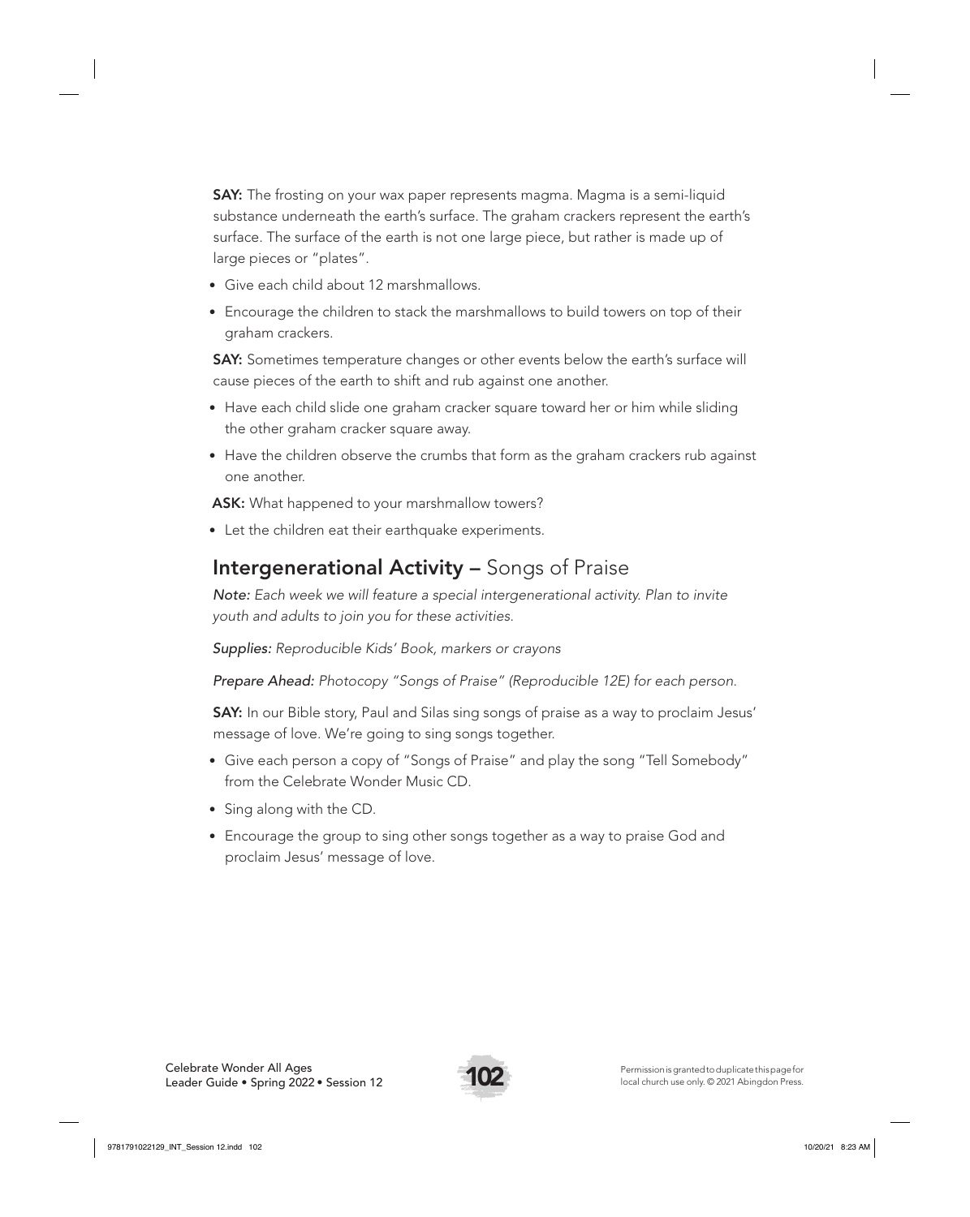**SAY:** The frosting on your wax paper represents magma. Magma is a semi-liquid substance underneath the earth's surface. The graham crackers represent the earth's surface. The surface of the earth is not one large piece, but rather is made up of large pieces or "plates".

- Give each child about 12 marshmallows.
- Encourage the children to stack the marshmallows to build towers on top of their graham crackers.

**SAY:** Sometimes temperature changes or other events below the earth's surface will cause pieces of the earth to shift and rub against one another.

- Have each child slide one graham cracker square toward her or him while sliding the other graham cracker square away.
- Have the children observe the crumbs that form as the graham crackers rub against one another.

**ASK:** What happened to your marshmallow towers?

- Let the children eat their earthquake experiments.

## **Intergenerational Activity –** Songs of Praise

***Note:*** *Each week we will feature a special intergenerational activity. Plan to invite youth and adults to join you for these activities.*

***Supplies:*** *Reproducible Kids' Book, markers or crayons*

***Prepare Ahead:*** *Photocopy "Songs of Praise" (Reproducible 12E) for each person.*

**SAY:** In our Bible story, Paul and Silas sing songs of praise as a way to proclaim Jesus' message of love. We're going to sing songs together.

- Give each person a copy of "Songs of Praise" and play the song "Tell Somebody" from the Celebrate Wonder Music CD.
- Sing along with the CD.
- Encourage the group to sing other songs together as a way to praise God and proclaim Jesus' message of love.